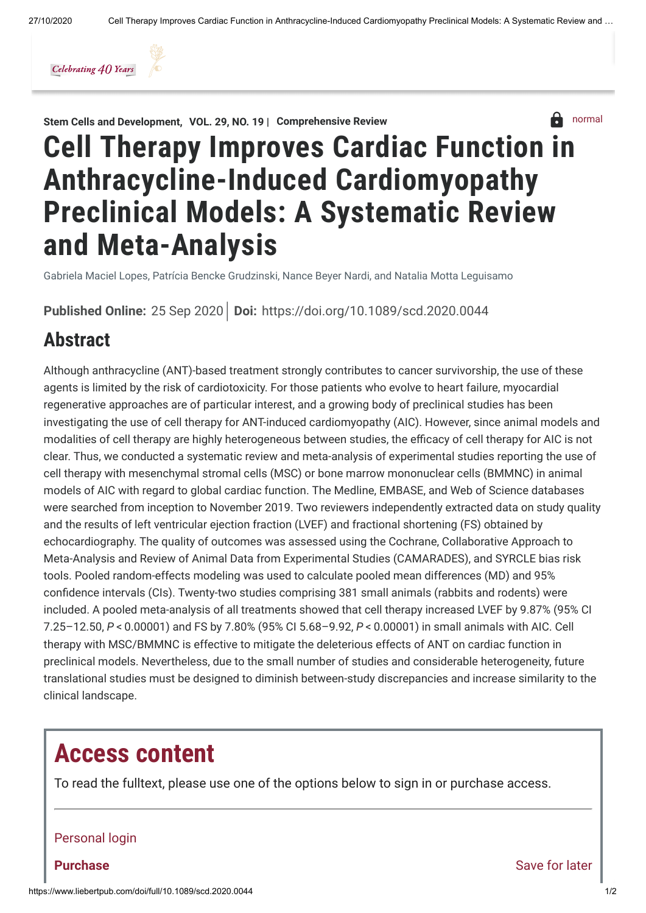Stem Cells and Development, VOL. 29, NO. 19 | Comprehensive Review

# Cell Therapy Improves Cardiac Function in Anthracycline-Induced Cardiomyopathy Preclinical Models: A Systematic Review and Meta-Analysis

Gabriela Maciel Lopes, Patrícia Bencke Grudzinski, Nance Beyer Nardi, and Natalia Motta Leguisamo

**Published Online:** 25 Sep 2020 | **Doi:** https://doi.org/10.1089/scd.2020.0044

## Abstract

Although anthracycline (ANT)-based treatment strongly contributes to cancer survivorship, the use of these agents is limited by the risk of cardiotoxicity. For those patients who evolve to heart failure, myocardial regenerative approaches are of particular interest, and a growing body of preclinical studies has been investigating the use of cell therapy for ANT-induced cardiomyopathy (AIC). However, since animal models and modalities of cell therapy are highly heterogeneous between studies, the efficacy of cell therapy for AIC is not clear. Thus, we conducted a systematic review and meta-analysis of experimental studies reporting the use of cell therapy with mesenchymal stromal cells (MSC) or bone marrow mononuclear cells (BMMNC) in animal models of AIC with regard to global cardiac function. The Medline, EMBASE, and Web of Science databases were searched from inception to November 2019. Two reviewers independently extracted data on study quality and the results of left ventricular ejection fraction (LVEF) and fractional shortening (FS) obtained by echocardiography. The quality of outcomes was assessed using the Cochrane, Collaborative Approach to Meta-Analysis and Review of Animal Data from Experimental Studies (CAMARADES), and SYRCLE bias risk tools. Pooled random-effects modeling was used to calculate pooled mean differences (MD) and 95% confidence intervals (CIs). Twenty-two studies comprising 381 small animals (rabbits and rodents) were included. A pooled meta-analysis of all treatments showed that cell therapy increased LVEF by 9.87% (95% CI 7.25–12.50, $P < 0.00001$) and FS by 7.80% (95% CI 5.68–9.92, $P < 0.00001$) in small animals with AIC. Cell therapy with MSC/BMMNC is effective to mitigate the deleterious effects of ANT on cardiac function in preclinical models. Nevertheless, due to the small number of studies and considerable heterogeneity, future translational studies must be designed to diminish between-study discrepancies and increase similarity to the clinical landscape.